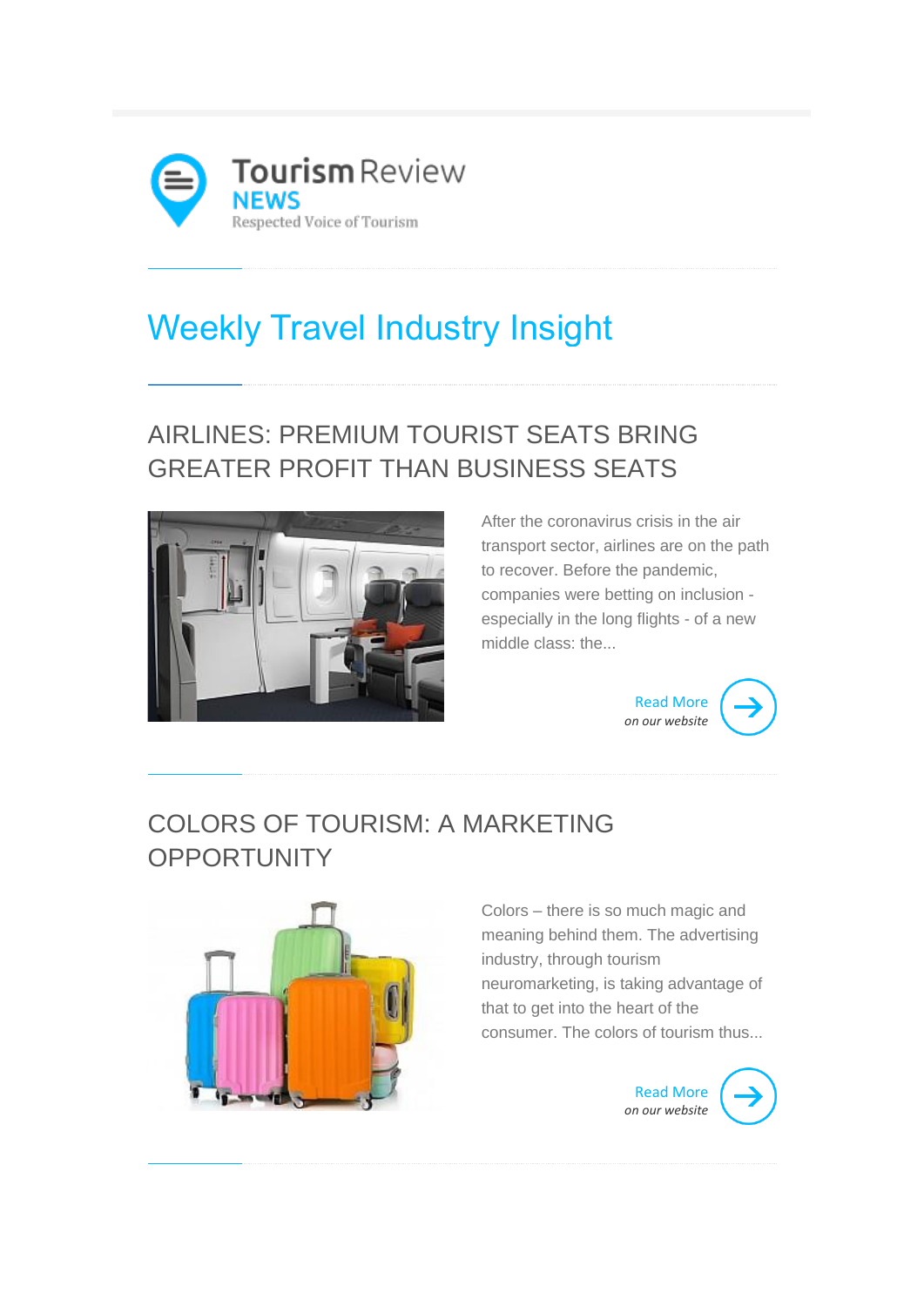Tourism Review
**NEWS**
Respected Voice of Tourism

# Weekly Travel Industry Insight

## AIRLINES: PREMIUM TOURIST SEATS BRING GREATER PROFIT THAN BUSINESS SEATS

After the coronavirus crisis in the air transport sector, airlines are on the path to recover. Before the pandemic, companies were betting on inclusion - especially in the long flights - of a new middle class: the...

Read More
*on our website*

## COLORS OF TOURISM: A MARKETING OPPORTUNITY

Colors – there is so much magic and meaning behind them. The advertising industry, through tourism neuromarketing, is taking advantage of that to get into the heart of the consumer. The colors of tourism thus...

Read More
*on our website*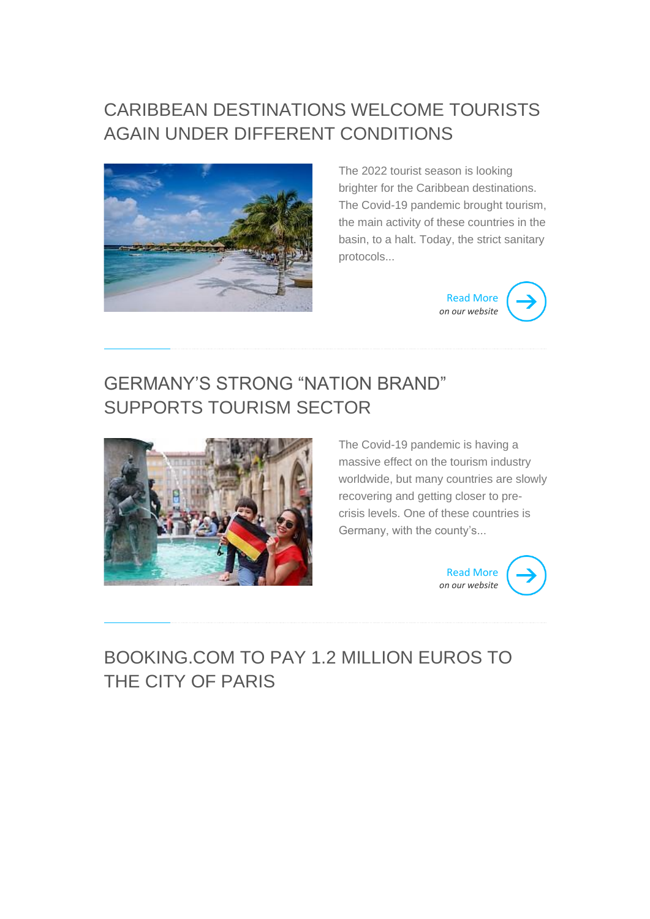## CARIBBEAN DESTINATIONS WELCOME TOURISTS AGAIN UNDER DIFFERENT CONDITIONS

The 2022 tourist season is looking brighter for the Caribbean destinations. The Covid-19 pandemic brought tourism, the main activity of these countries in the basin, to a halt. Today, the strict sanitary protocols...

Read More
*on our website*

---

## GERMANY'S STRONG "NATION BRAND" SUPPORTS TOURISM SECTOR

The Covid-19 pandemic is having a massive effect on the tourism industry worldwide, but many countries are slowly recovering and getting closer to pre-crisis levels. One of these countries is Germany, with the county's...

Read More
*on our website*

---

## BOOKING.COM TO PAY 1.2 MILLION EUROS TO THE CITY OF PARIS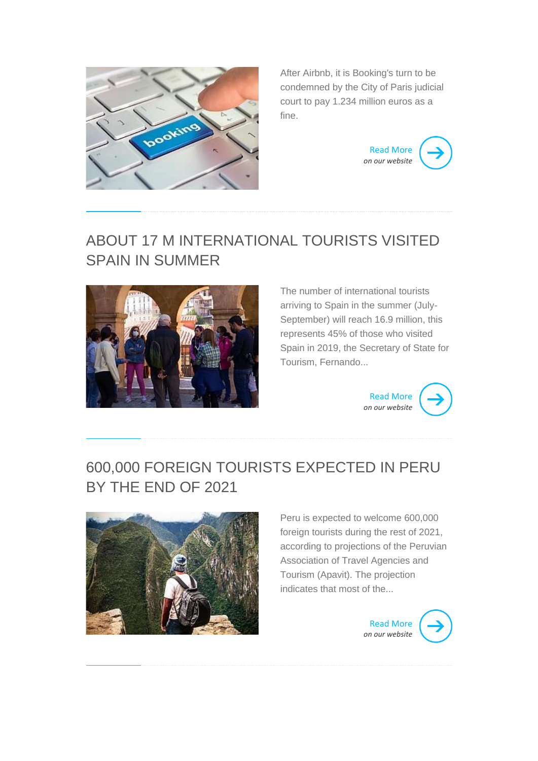After Airbnb, it is Booking's turn to be condemned by the City of Paris judicial court to pay 1.234 million euros as a fine.

Read More
*on our website*

---

## ABOUT 17 M INTERNATIONAL TOURISTS VISITED SPAIN IN SUMMER

The number of international tourists arriving to Spain in the summer (July-September) will reach 16.9 million, this represents 45% of those who visited Spain in 2019, the Secretary of State for Tourism, Fernando...

Read More
*on our website*

---

## 600,000 FOREIGN TOURISTS EXPECTED IN PERU BY THE END OF 2021

Peru is expected to welcome 600,000 foreign tourists during the rest of 2021, according to projections of the Peruvian Association of Travel Agencies and Tourism (Apavit). The projection indicates that most of the...

Read More
*on our website*

---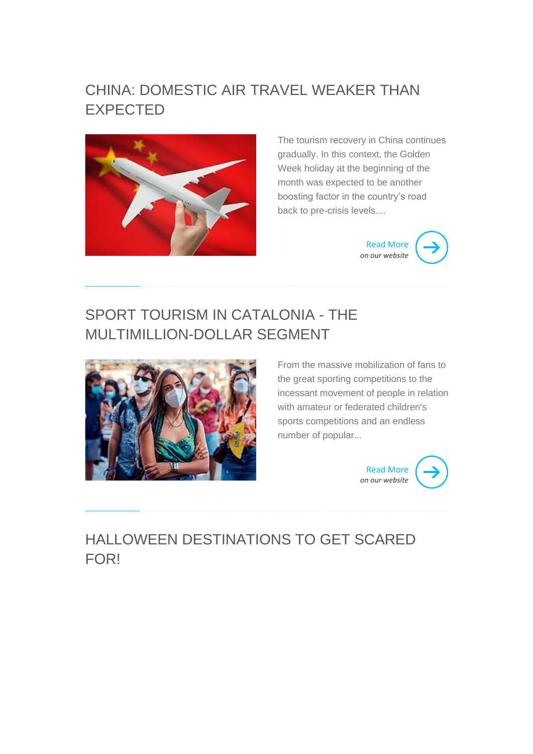## CHINA: DOMESTIC AIR TRAVEL WEAKER THAN EXPECTED

The tourism recovery in China continues gradually. In this context, the Golden Week holiday at the beginning of the month was expected to be another boosting factor in the country's road back to pre-crisis levels....

Read More
*on our website*

---

## SPORT TOURISM IN CATALONIA - THE MULTIMILLION-DOLLAR SEGMENT

From the massive mobilization of fans to the great sporting competitions to the incessant movement of people in relation with amateur or federated children's sports competitions and an endless number of popular...

Read More
*on our website*

---

## HALLOWEEN DESTINATIONS TO GET SCARED FOR!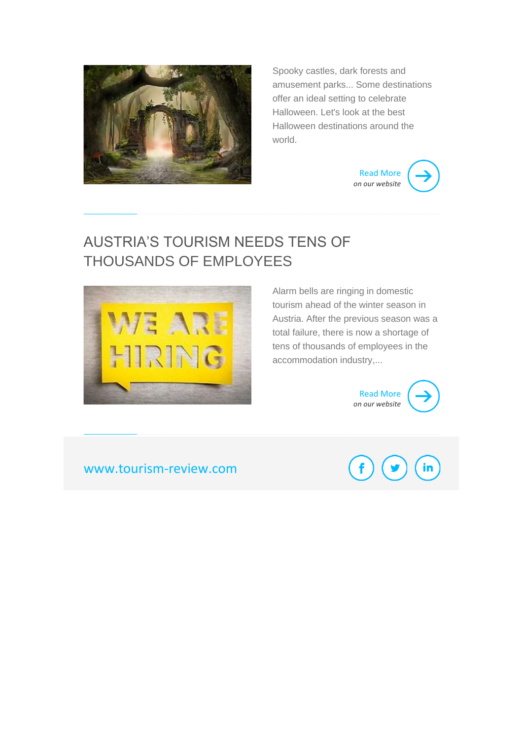Spooky castles, dark forests and amusement parks... Some destinations offer an ideal setting to celebrate Halloween. Let's look at the best Halloween destinations around the world.

Read More
*on our website*

## AUSTRIA'S TOURISM NEEDS TENS OF THOUSANDS OF EMPLOYEES

Alarm bells are ringing in domestic tourism ahead of the winter season in Austria. After the previous season was a total failure, there is now a shortage of tens of thousands of employees in the accommodation industry,...

Read More
*on our website*

www.tourism-review.com